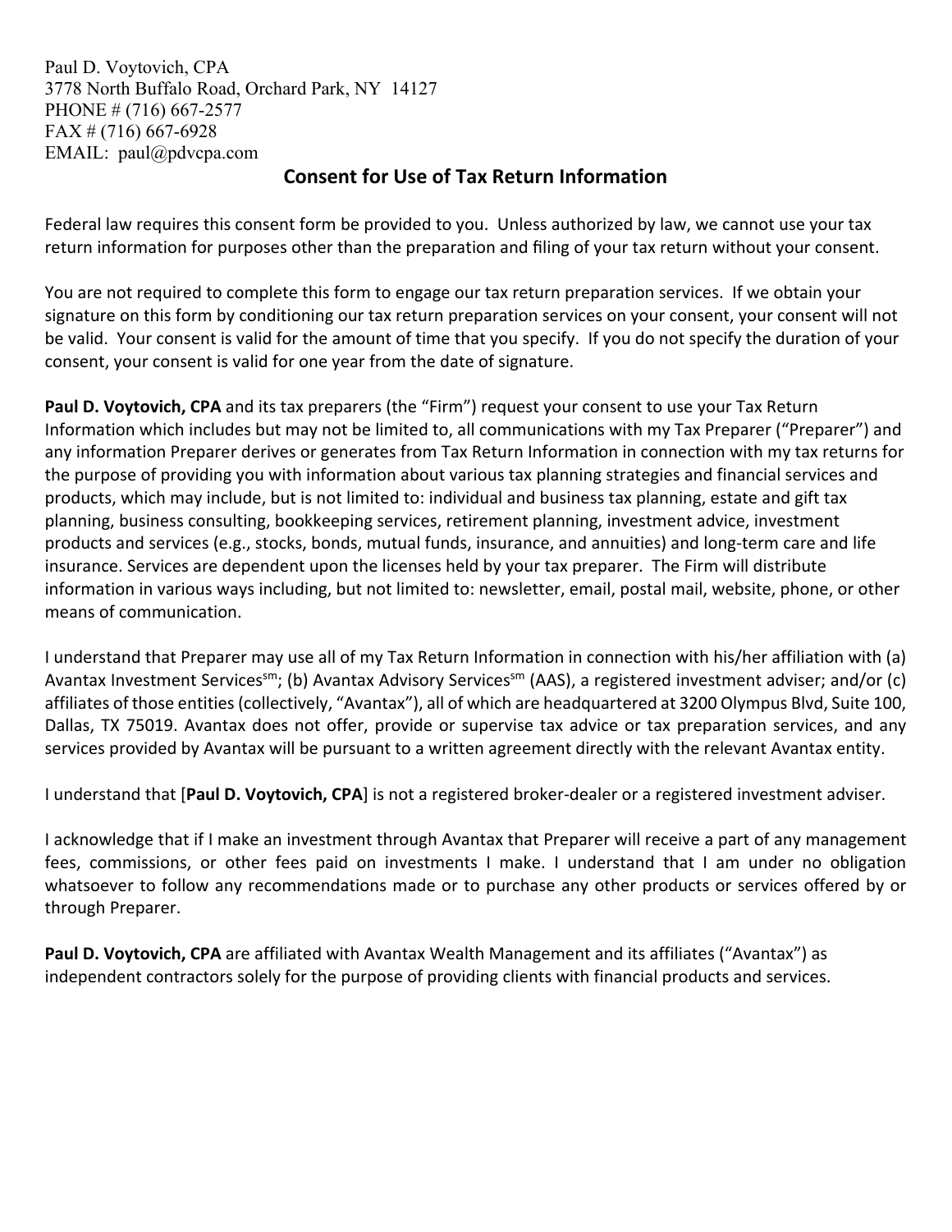Paul D. Voytovich, CPA
3778 North Buffalo Road, Orchard Park, NY 14127
PHONE # (716) 667-2577
FAX # (716) 667-6928
EMAIL: paul@pdvcpa.com

## Consent for Use of Tax Return Information

Federal law requires this consent form be provided to you. Unless authorized by law, we cannot use your tax return information for purposes other than the preparation and filing of your tax return without your consent.

You are not required to complete this form to engage our tax return preparation services. If we obtain your signature on this form by conditioning our tax return preparation services on your consent, your consent will not be valid. Your consent is valid for the amount of time that you specify. If you do not specify the duration of your consent, your consent is valid for one year from the date of signature.

**Paul D. Voytovich, CPA** and its tax preparers (the "Firm") request your consent to use your Tax Return Information which includes but may not be limited to, all communications with my Tax Preparer ("Preparer") and any information Preparer derives or generates from Tax Return Information in connection with my tax returns for the purpose of providing you with information about various tax planning strategies and financial services and products, which may include, but is not limited to: individual and business tax planning, estate and gift tax planning, business consulting, bookkeeping services, retirement planning, investment advice, investment products and services (e.g., stocks, bonds, mutual funds, insurance, and annuities) and long-term care and life insurance. Services are dependent upon the licenses held by your tax preparer. The Firm will distribute information in various ways including, but not limited to: newsletter, email, postal mail, website, phone, or other means of communication.

I understand that Preparer may use all of my Tax Return Information in connection with his/her affiliation with (a) Avantax Investment Services[sm]; (b) Avantax Advisory Services[sm] (AAS), a registered investment adviser; and/or (c) affiliates of those entities (collectively, "Avantax"), all of which are headquartered at 3200 Olympus Blvd, Suite 100, Dallas, TX 75019. Avantax does not offer, provide or supervise tax advice or tax preparation services, and any services provided by Avantax will be pursuant to a written agreement directly with the relevant Avantax entity.

I understand that [**Paul D. Voytovich, CPA**] is not a registered broker-dealer or a registered investment adviser.

I acknowledge that if I make an investment through Avantax that Preparer will receive a part of any management fees, commissions, or other fees paid on investments I make. I understand that I am under no obligation whatsoever to follow any recommendations made or to purchase any other products or services offered by or through Preparer.

**Paul D. Voytovich, CPA** are affiliated with Avantax Wealth Management and its affiliates ("Avantax") as independent contractors solely for the purpose of providing clients with financial products and services.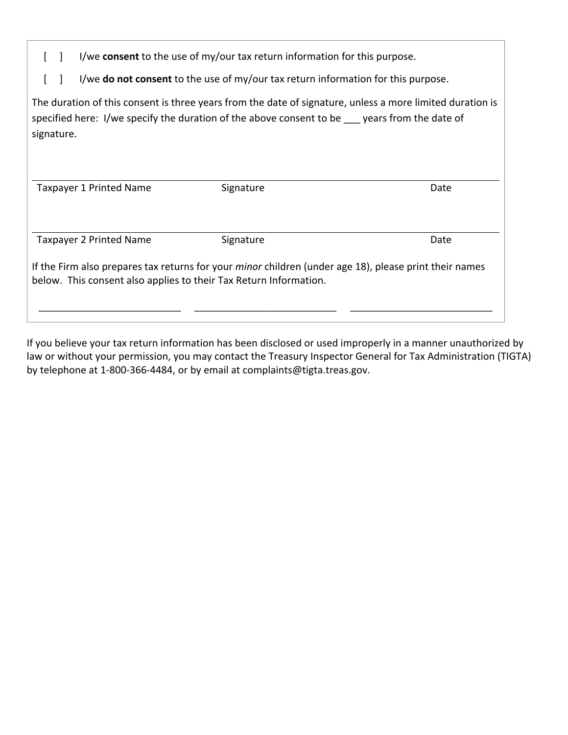[ ]  I/we **consent** to the use of my/our tax return information for this purpose.

[ ]  I/we **do not consent** to the use of my/our tax return information for this purpose.

The duration of this consent is three years from the date of signature, unless a more limited duration is specified here: I/we specify the duration of the above consent to be ___ years from the date of signature.

______________________________________________________________________________

Taxpayer 1 Printed Name  Signature  Date

______________________________________________________________________________

Taxpayer 2 Printed Name  Signature  Date

If the Firm also prepares tax returns for your *minor* children (under age 18), please print their names below. This consent also applies to their Tax Return Information.

__________________________  __________________________  __________________________

If you believe your tax return information has been disclosed or used improperly in a manner unauthorized by law or without your permission, you may contact the Treasury Inspector General for Tax Administration (TIGTA) by telephone at 1-800-366-4484, or by email at complaints@tigta.treas.gov.